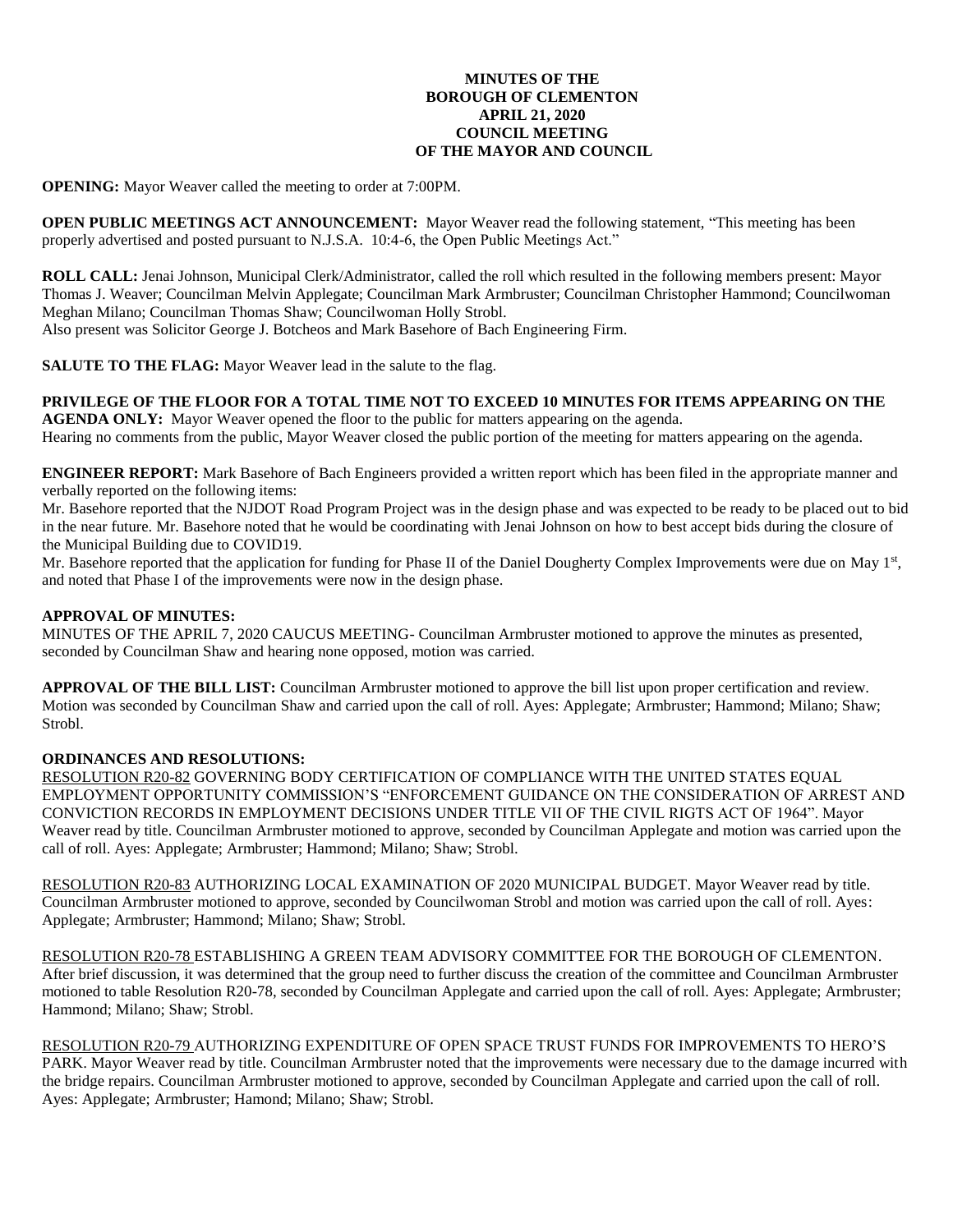**MINUTES OF THE
BOROUGH OF CLEMENTON
APRIL 21, 2020
COUNCIL MEETING
OF THE MAYOR AND COUNCIL**

**OPENING:** Mayor Weaver called the meeting to order at 7:00PM.

**OPEN PUBLIC MEETINGS ACT ANNOUNCEMENT:** Mayor Weaver read the following statement, "This meeting has been properly advertised and posted pursuant to N.J.S.A. 10:4-6, the Open Public Meetings Act."

**ROLL CALL:** Jenai Johnson, Municipal Clerk/Administrator, called the roll which resulted in the following members present: Mayor Thomas J. Weaver; Councilman Melvin Applegate; Councilman Mark Armbruster; Councilman Christopher Hammond; Councilwoman Meghan Milano; Councilman Thomas Shaw; Councilwoman Holly Strobl.
Also present was Solicitor George J. Botcheos and Mark Basehore of Bach Engineering Firm.

**SALUTE TO THE FLAG:** Mayor Weaver lead in the salute to the flag.

**PRIVILEGE OF THE FLOOR FOR A TOTAL TIME NOT TO EXCEED 10 MINUTES FOR ITEMS APPEARING ON THE AGENDA ONLY:** Mayor Weaver opened the floor to the public for matters appearing on the agenda.
Hearing no comments from the public, Mayor Weaver closed the public portion of the meeting for matters appearing on the agenda.

**ENGINEER REPORT:** Mark Basehore of Bach Engineers provided a written report which has been filed in the appropriate manner and verbally reported on the following items:
Mr. Basehore reported that the NJDOT Road Program Project was in the design phase and was expected to be ready to be placed out to bid in the near future. Mr. Basehore noted that he would be coordinating with Jenai Johnson on how to best accept bids during the closure of the Municipal Building due to COVID19.
Mr. Basehore reported that the application for funding for Phase II of the Daniel Dougherty Complex Improvements were due on May 1st, and noted that Phase I of the improvements were now in the design phase.

**APPROVAL OF MINUTES:**
MINUTES OF THE APRIL 7, 2020 CAUCUS MEETING- Councilman Armbruster motioned to approve the minutes as presented, seconded by Councilman Shaw and hearing none opposed, motion was carried.

**APPROVAL OF THE BILL LIST:** Councilman Armbruster motioned to approve the bill list upon proper certification and review. Motion was seconded by Councilman Shaw and carried upon the call of roll. Ayes: Applegate; Armbruster; Hammond; Milano; Shaw; Strobl.

**ORDINANCES AND RESOLUTIONS:**
RESOLUTION R20-82 GOVERNING BODY CERTIFICATION OF COMPLIANCE WITH THE UNITED STATES EQUAL EMPLOYMENT OPPORTUNITY COMMISSION'S "ENFORCEMENT GUIDANCE ON THE CONSIDERATION OF ARREST AND CONVICTION RECORDS IN EMPLOYMENT DECISIONS UNDER TITLE VII OF THE CIVIL RIGTS ACT OF 1964". Mayor Weaver read by title. Councilman Armbruster motioned to approve, seconded by Councilman Applegate and motion was carried upon the call of roll. Ayes: Applegate; Armbruster; Hammond; Milano; Shaw; Strobl.

RESOLUTION R20-83 AUTHORIZING LOCAL EXAMINATION OF 2020 MUNICIPAL BUDGET. Mayor Weaver read by title. Councilman Armbruster motioned to approve, seconded by Councilwoman Strobl and motion was carried upon the call of roll. Ayes: Applegate; Armbruster; Hammond; Milano; Shaw; Strobl.

RESOLUTION R20-78 ESTABLISHING A GREEN TEAM ADVISORY COMMITTEE FOR THE BOROUGH OF CLEMENTON. After brief discussion, it was determined that the group need to further discuss the creation of the committee and Councilman Armbruster motioned to table Resolution R20-78, seconded by Councilman Applegate and carried upon the call of roll. Ayes: Applegate; Armbruster; Hammond; Milano; Shaw; Strobl.

RESOLUTION R20-79 AUTHORIZING EXPENDITURE OF OPEN SPACE TRUST FUNDS FOR IMPROVEMENTS TO HERO'S PARK. Mayor Weaver read by title. Councilman Armbruster noted that the improvements were necessary due to the damage incurred with the bridge repairs. Councilman Armbruster motioned to approve, seconded by Councilman Applegate and carried upon the call of roll. Ayes: Applegate; Armbruster; Hamond; Milano; Shaw; Strobl.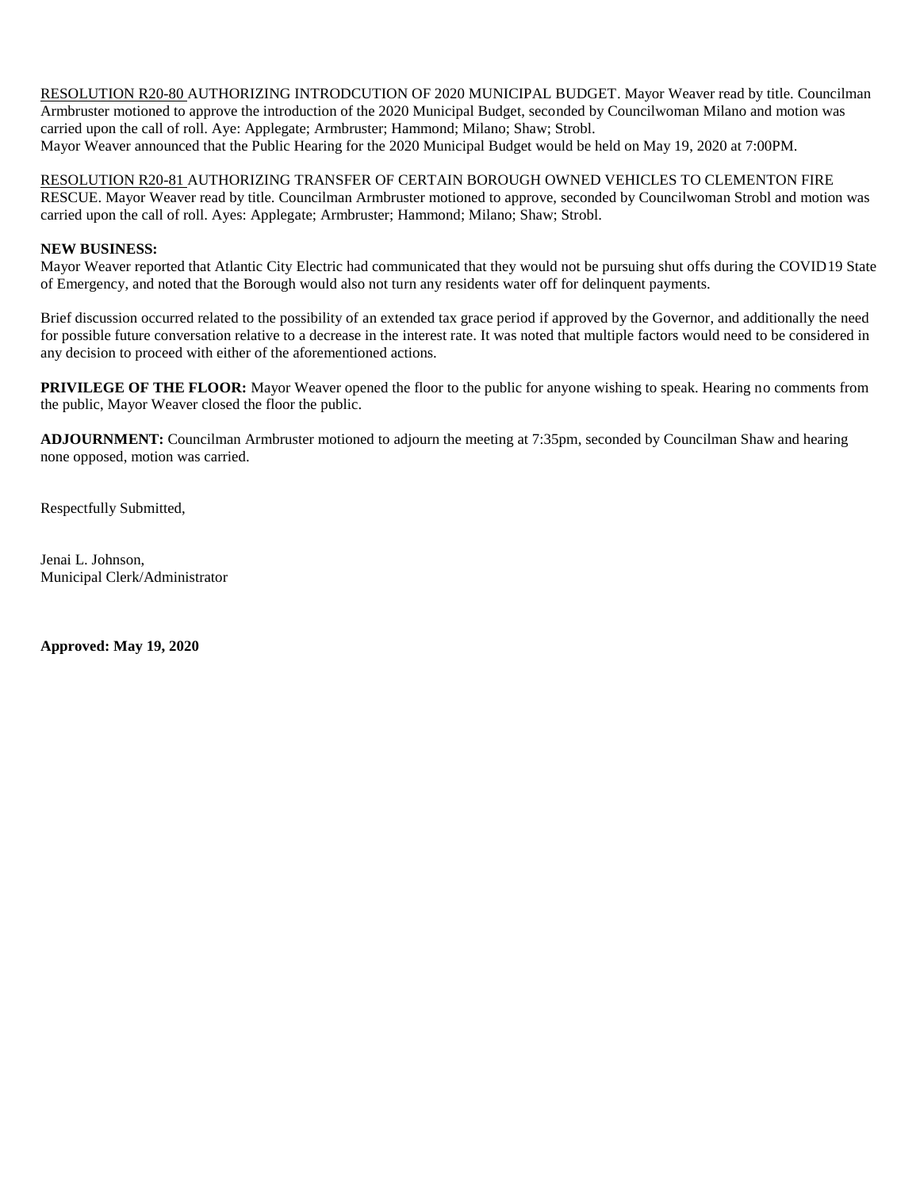RESOLUTION R20-80 AUTHORIZING INTRODCUTION OF 2020 MUNICIPAL BUDGET. Mayor Weaver read by title. Councilman Armbruster motioned to approve the introduction of the 2020 Municipal Budget, seconded by Councilwoman Milano and motion was carried upon the call of roll. Aye: Applegate; Armbruster; Hammond; Milano; Shaw; Strobl.
Mayor Weaver announced that the Public Hearing for the 2020 Municipal Budget would be held on May 19, 2020 at 7:00PM.

RESOLUTION R20-81 AUTHORIZING TRANSFER OF CERTAIN BOROUGH OWNED VEHICLES TO CLEMENTON FIRE RESCUE. Mayor Weaver read by title. Councilman Armbruster motioned to approve, seconded by Councilwoman Strobl and motion was carried upon the call of roll. Ayes: Applegate; Armbruster; Hammond; Milano; Shaw; Strobl.

**NEW BUSINESS:**
Mayor Weaver reported that Atlantic City Electric had communicated that they would not be pursuing shut offs during the COVID19 State of Emergency, and noted that the Borough would also not turn any residents water off for delinquent payments.

Brief discussion occurred related to the possibility of an extended tax grace period if approved by the Governor, and additionally the need for possible future conversation relative to a decrease in the interest rate. It was noted that multiple factors would need to be considered in any decision to proceed with either of the aforementioned actions.

**PRIVILEGE OF THE FLOOR:** Mayor Weaver opened the floor to the public for anyone wishing to speak. Hearing no comments from the public, Mayor Weaver closed the floor the public.

**ADJOURNMENT:** Councilman Armbruster motioned to adjourn the meeting at 7:35pm, seconded by Councilman Shaw and hearing none opposed, motion was carried.

Respectfully Submitted,

Jenai L. Johnson,
Municipal Clerk/Administrator

**Approved: May 19, 2020**